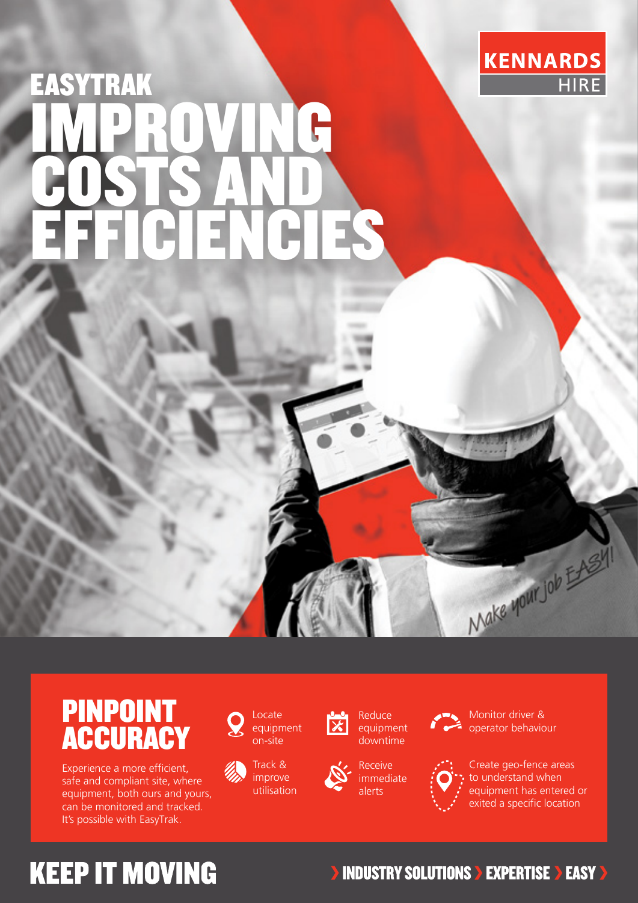KENNARDS HIRE

# EASYTRAK IMPROVING COSTS AND EFFICIENCIES

Make your job EASY!

## PINPOINT ACCURACY

Experience a more efficient, safe and compliant site, where equipment, both ours and yours, can be monitored and tracked. It's possible with EasyTrak.

- Locate equipment on-site
- Track & improve utilisation
- Reduce equipment downtime
- Receive immediate alerts
- Monitor driver & operator behaviour
- Create geo-fence areas to understand when equipment has entered or exited a specific location

## KEEP IT MOVING

› INDUSTRY SOLUTIONS › EXPERTISE › EASY ›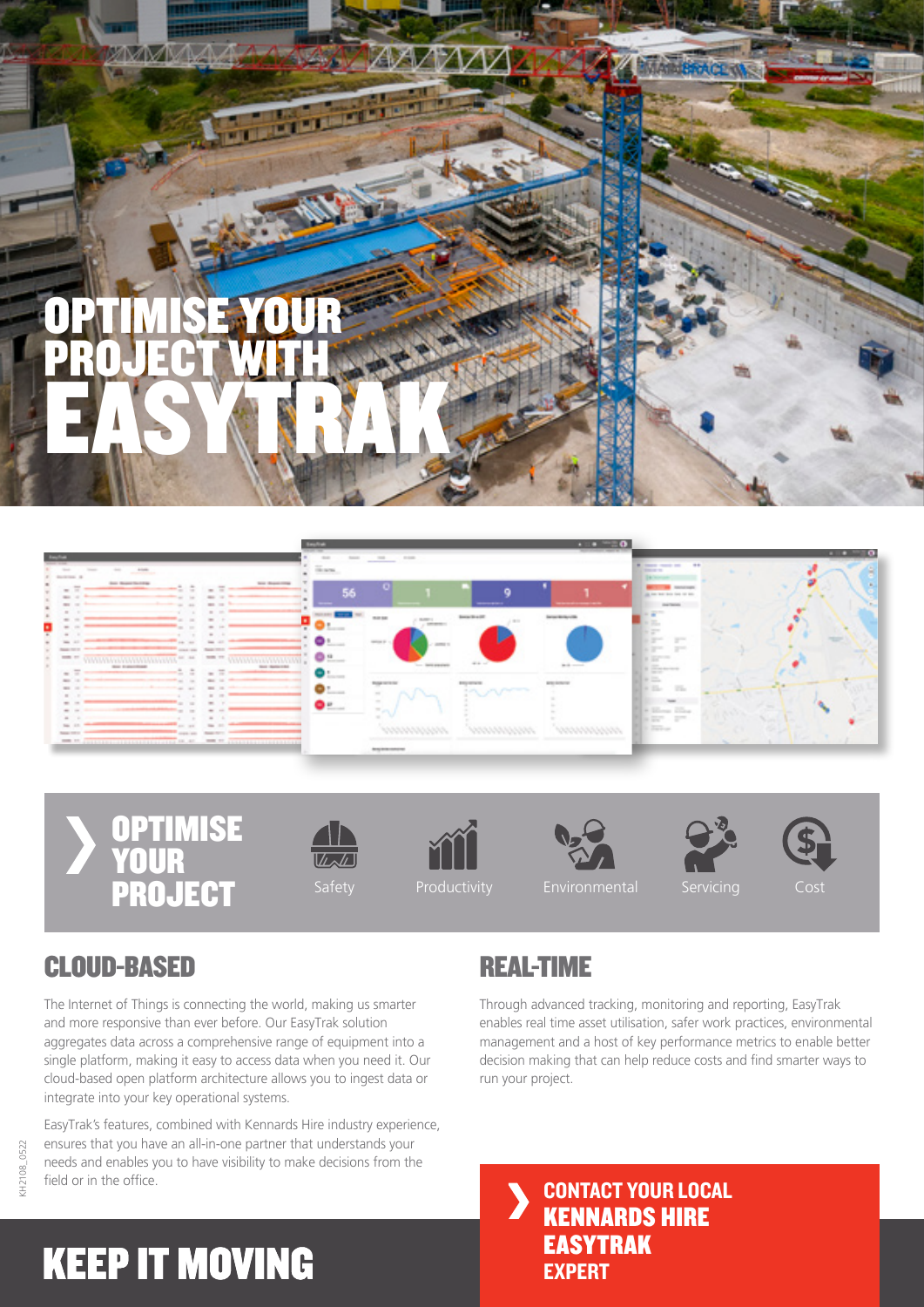# OPTIMISE YOUR PROJECT WITH EASYTRAK

## OPTIMISE YOUR PROJECT

Safety

Productivity

Environmental

Servicing

Cost

## CLOUD-BASED

The Internet of Things is connecting the world, making us smarter and more responsive than ever before. Our EasyTrak solution aggregates data across a comprehensive range of equipment into a single platform, making it easy to access data when you need it. Our cloud-based open platform architecture allows you to ingest data or integrate into your key operational systems.

EasyTrak's features, combined with Kennards Hire industry experience, ensures that you have an all-in-one partner that understands your needs and enables you to have visibility to make decisions from the field or in the office.

## REAL-TIME

Through advanced tracking, monitoring and reporting, EasyTrak enables real time asset utilisation, safer work practices, environmental management and a host of key performance metrics to enable better decision making that can help reduce costs and find smarter ways to run your project.

**CONTACT YOUR LOCAL KENNARDS HIRE EASYTRAK EXPERT**

KH2108_0522

# KEEP IT MOVING